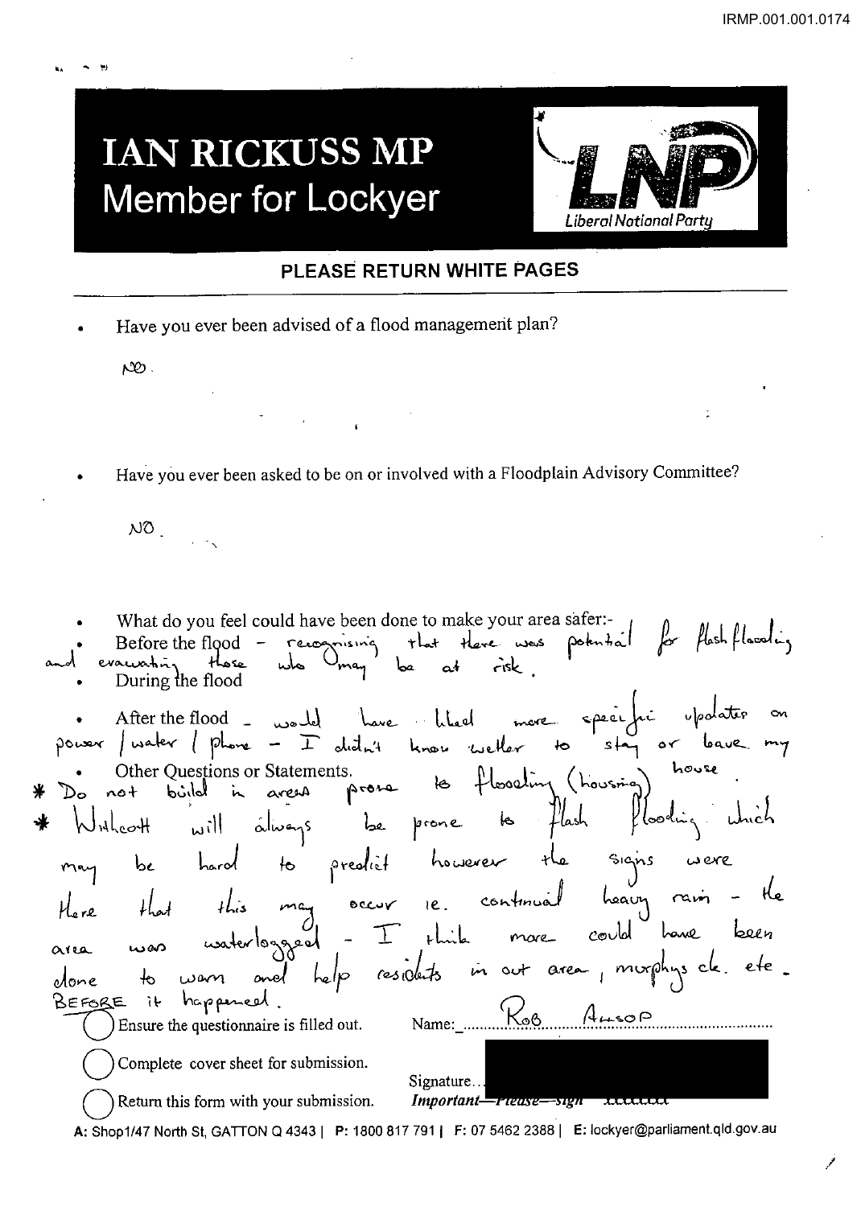# IAN RICKUSS MP
## Member for Lockyer

Liberal National Party

**PLEASE RETURN WHITE PAGES**

- Have you ever been advised of a flood management plan?

NO.

- Have you ever been asked to be on or involved with a Floodplain Advisory Committee?

NO.

- What do you feel could have been done to make your area safer:-
- Before the flood - recognising that there was potential for flash flooding and evacuating those who may be at risk.
- During the flood
- After the flood - would have liked more specific updates on power / water / phone - I didn't know wether to stay or leave my house.
- Other Questions or Statements.

* Do not build in areas prone to flooding (housing)
* Withcott will always be prone to flash flooding which may be hard to predict however the signs were there that this may occur ie. continual heavy rain - the area was waterlogged - I think more could have been done to warn and help residents in our area, murphys ck. etc. BEFORE it happened.

◯ Ensure the questionnaire is filled out.
◯ Complete cover sheet for submission.
◯ Return this form with your submission.

Name: Rob Alsop

Signature...

*Important—Please—sign*

A: Shop1/47 North St, GATTON Q 4343 | P: 1800 817 791 | F: 07 5462 2388 | E: lockyer@parliament.qld.gov.au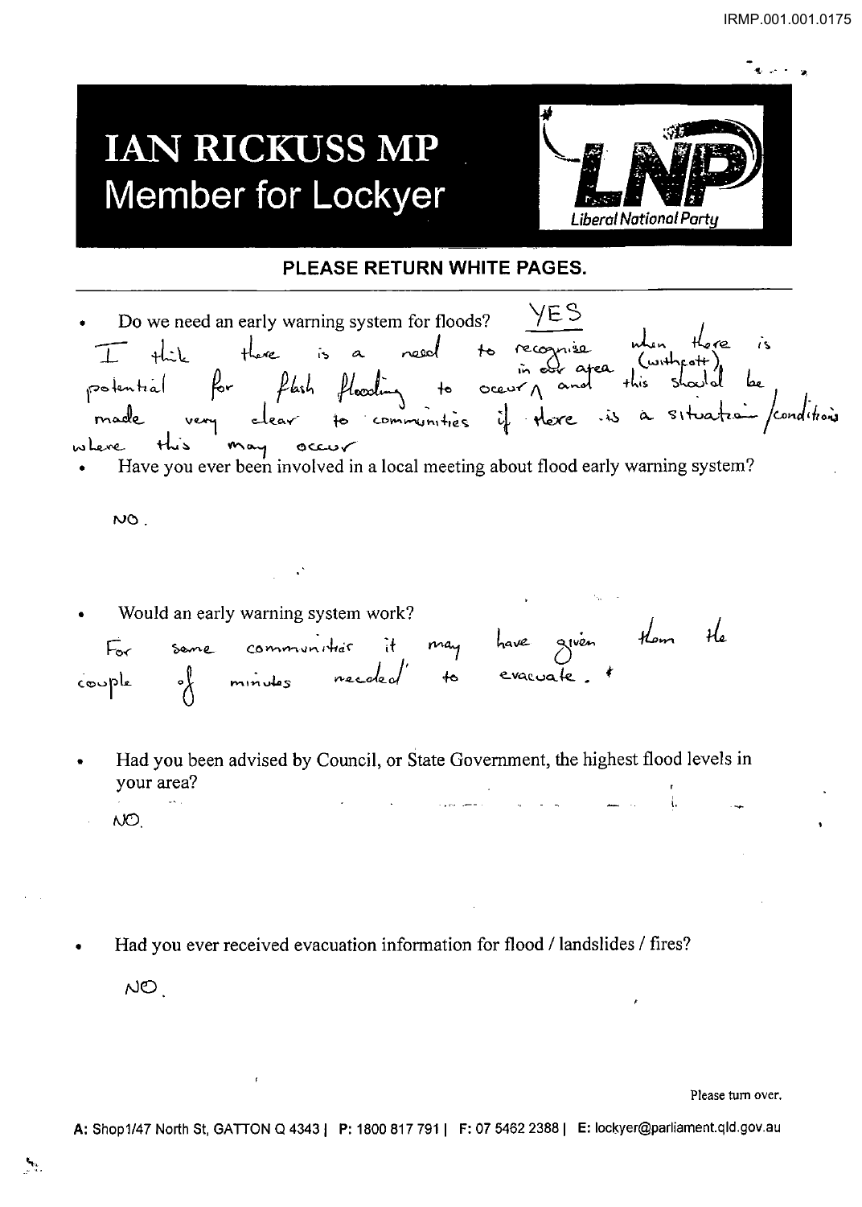# IAN RICKUSS MP
## Member for Lockyer

Liberal National Party

**PLEASE RETURN WHITE PAGES.**

- Do we need an early warning system for floods? YES

I think there is a need to recognise when there is potential for flash flooding to occur in our area (withcott) and this should be made very clear to communities if there is a situation/conditions where this may occur

- Have you ever been involved in a local meeting about flood early warning system?

NO.

- Would an early warning system work?

For some communities it may have given them the couple of minutes needed to evacuate.

- Had you been advised by Council, or State Government, the highest flood levels in your area?

NO.

- Had you ever received evacuation information for flood / landslides / fires?

NO.

Please turn over.

**A:** Shop1/47 North St, GATTON Q 4343 | **P:** 1800 817 791 | **F:** 07 5462 2388 | **E:** lockyer@parliament.qld.gov.au